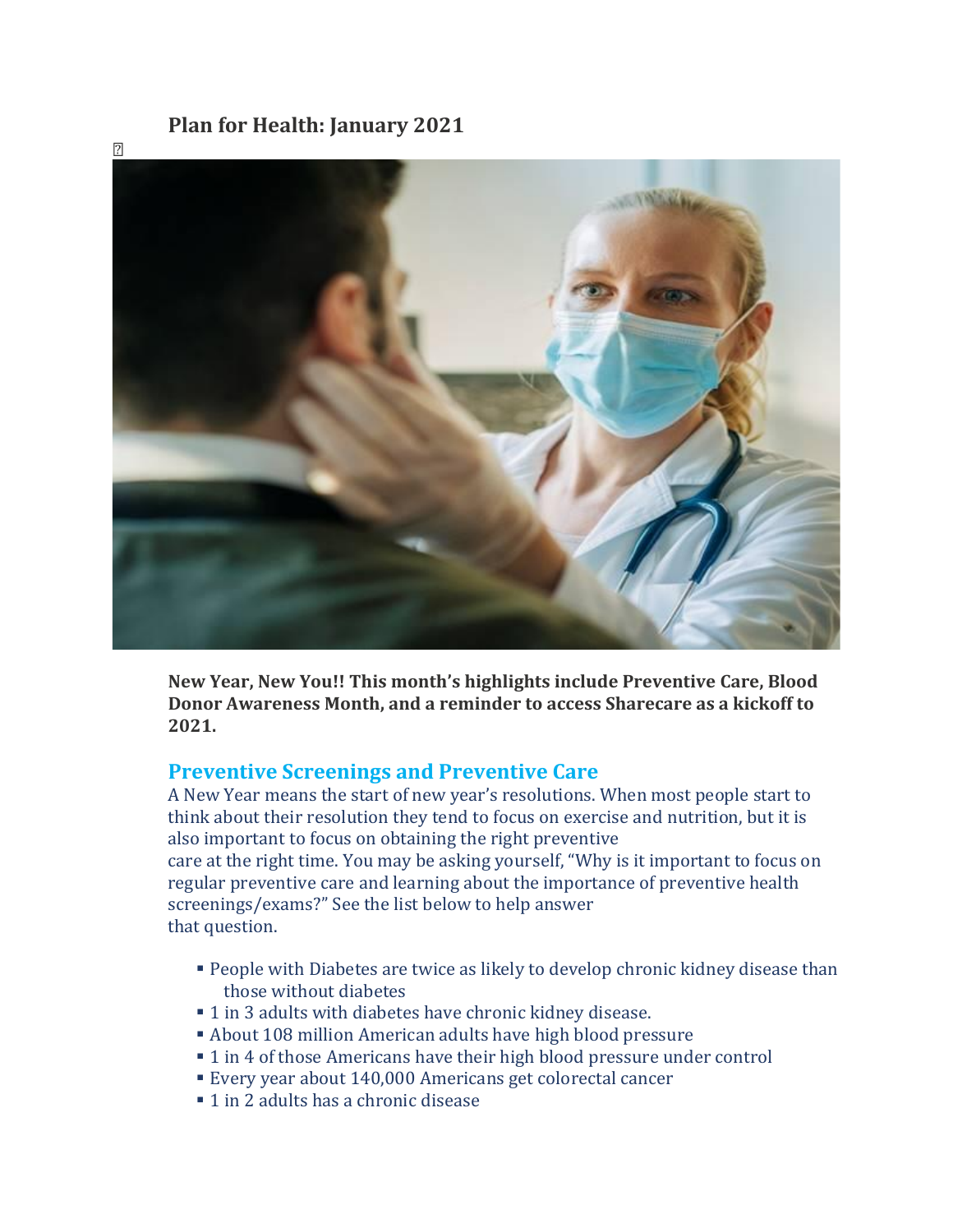# Plan for Health: January 2021

**New Year, New You!! This month's highlights include Preventive Care, Blood Donor Awareness Month, and a reminder to access Sharecare as a kickoff to 2021.**

## Preventive Screenings and Preventive Care

A New Year means the start of new year's resolutions. When most people start to think about their resolution they tend to focus on exercise and nutrition, but it is also important to focus on obtaining the right preventive care at the right time. You may be asking yourself, "Why is it important to focus on regular preventive care and learning about the importance of preventive health screenings/exams?" See the list below to help answer that question.

- People with Diabetes are twice as likely to develop chronic kidney disease than those without diabetes
- 1 in 3 adults with diabetes have chronic kidney disease.
- About 108 million American adults have high blood pressure
- 1 in 4 of those Americans have their high blood pressure under control
- Every year about 140,000 Americans get colorectal cancer
- 1 in 2 adults has a chronic disease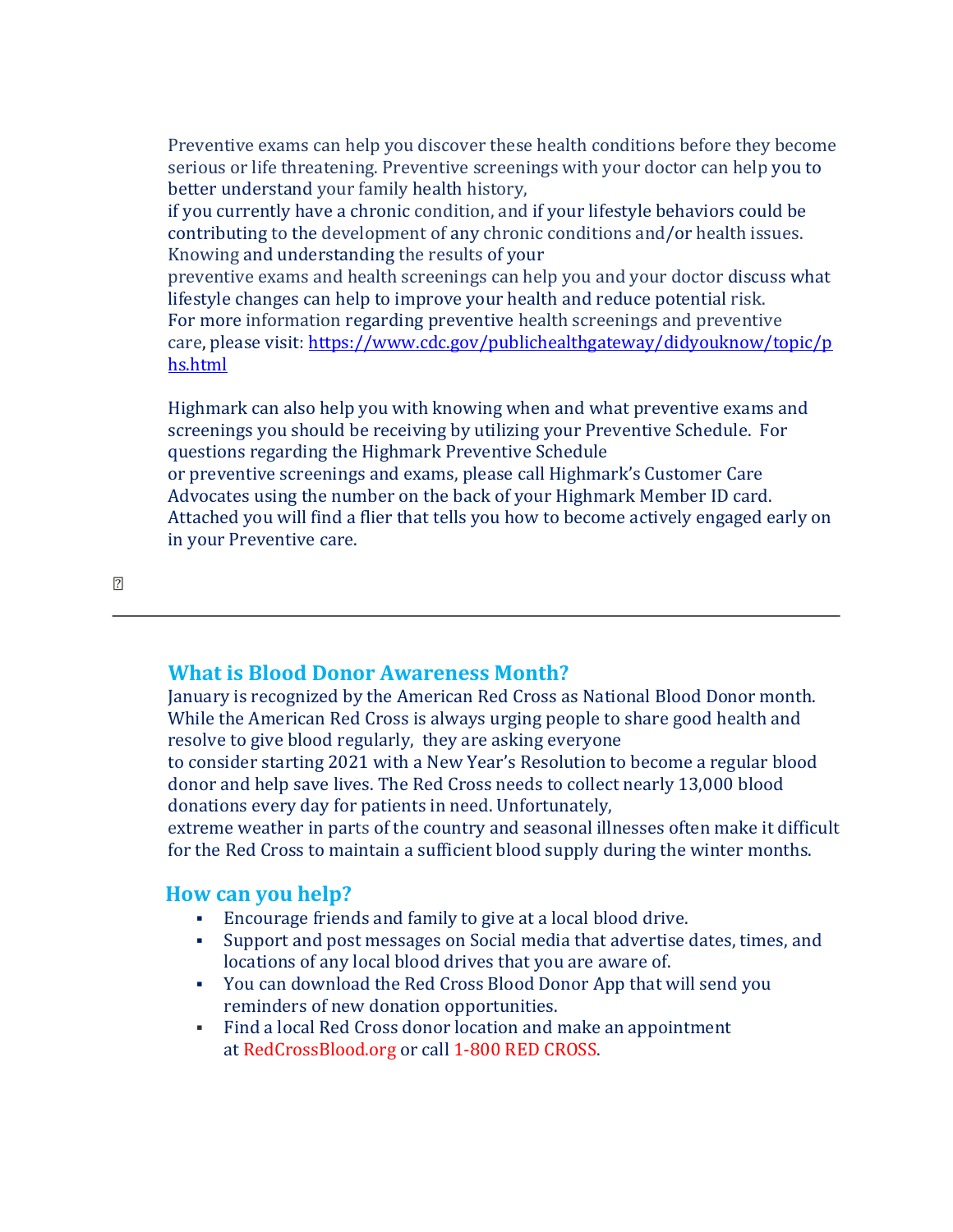Preventive exams can help you discover these health conditions before they become serious or life threatening. Preventive screenings with your doctor can help you to better understand your family health history,
if you currently have a chronic condition, and if your lifestyle behaviors could be contributing to the development of any chronic conditions and/or health issues. Knowing and understanding the results of your
preventive exams and health screenings can help you and your doctor discuss what lifestyle changes can help to improve your health and reduce potential risk.
For more information regarding preventive health screenings and preventive care, please visit: https://www.cdc.gov/publichealthgateway/didyouknow/topic/phs.html

Highmark can also help you with knowing when and what preventive exams and screenings you should be receiving by utilizing your Preventive Schedule. For questions regarding the Highmark Preventive Schedule
or preventive screenings and exams, please call Highmark's Customer Care Advocates using the number on the back of your Highmark Member ID card. Attached you will find a flier that tells you how to become actively engaged early on in your Preventive care.

---

## What is Blood Donor Awareness Month?

January is recognized by the American Red Cross as National Blood Donor month. While the American Red Cross is always urging people to share good health and resolve to give blood regularly, they are asking everyone
to consider starting 2021 with a New Year's Resolution to become a regular blood donor and help save lives. The Red Cross needs to collect nearly 13,000 blood donations every day for patients in need. Unfortunately,
extreme weather in parts of the country and seasonal illnesses often make it difficult for the Red Cross to maintain a sufficient blood supply during the winter months.

## How can you help?

- Encourage friends and family to give at a local blood drive.
- Support and post messages on Social media that advertise dates, times, and locations of any local blood drives that you are aware of.
- You can download the Red Cross Blood Donor App that will send you reminders of new donation opportunities.
- Find a local Red Cross donor location and make an appointment at RedCrossBlood.org or call 1-800 RED CROSS.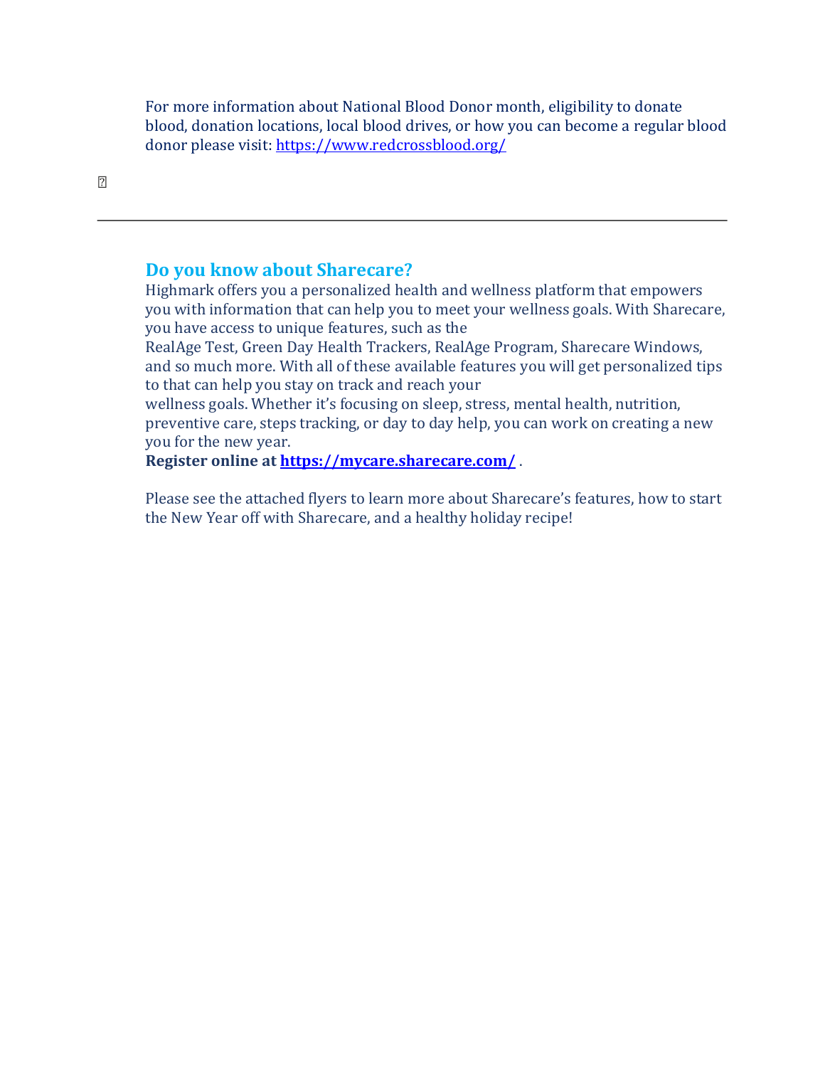For more information about National Blood Donor month, eligibility to donate blood, donation locations, local blood drives, or how you can become a regular blood donor please visit: [https://www.redcrossblood.org/](https://www.redcrossblood.org/)

---

## Do you know about Sharecare?

Highmark offers you a personalized health and wellness platform that empowers you with information that can help you to meet your wellness goals. With Sharecare, you have access to unique features, such as the RealAge Test, Green Day Health Trackers, RealAge Program, Sharecare Windows, and so much more. With all of these available features you will get personalized tips to that can help you stay on track and reach your wellness goals. Whether it's focusing on sleep, stress, mental health, nutrition, preventive care, steps tracking, or day to day help, you can work on creating a new you for the new year.

**Register online at [https://mycare.sharecare.com/](https://mycare.sharecare.com/)** .

Please see the attached flyers to learn more about Sharecare's features, how to start the New Year off with Sharecare, and a healthy holiday recipe!